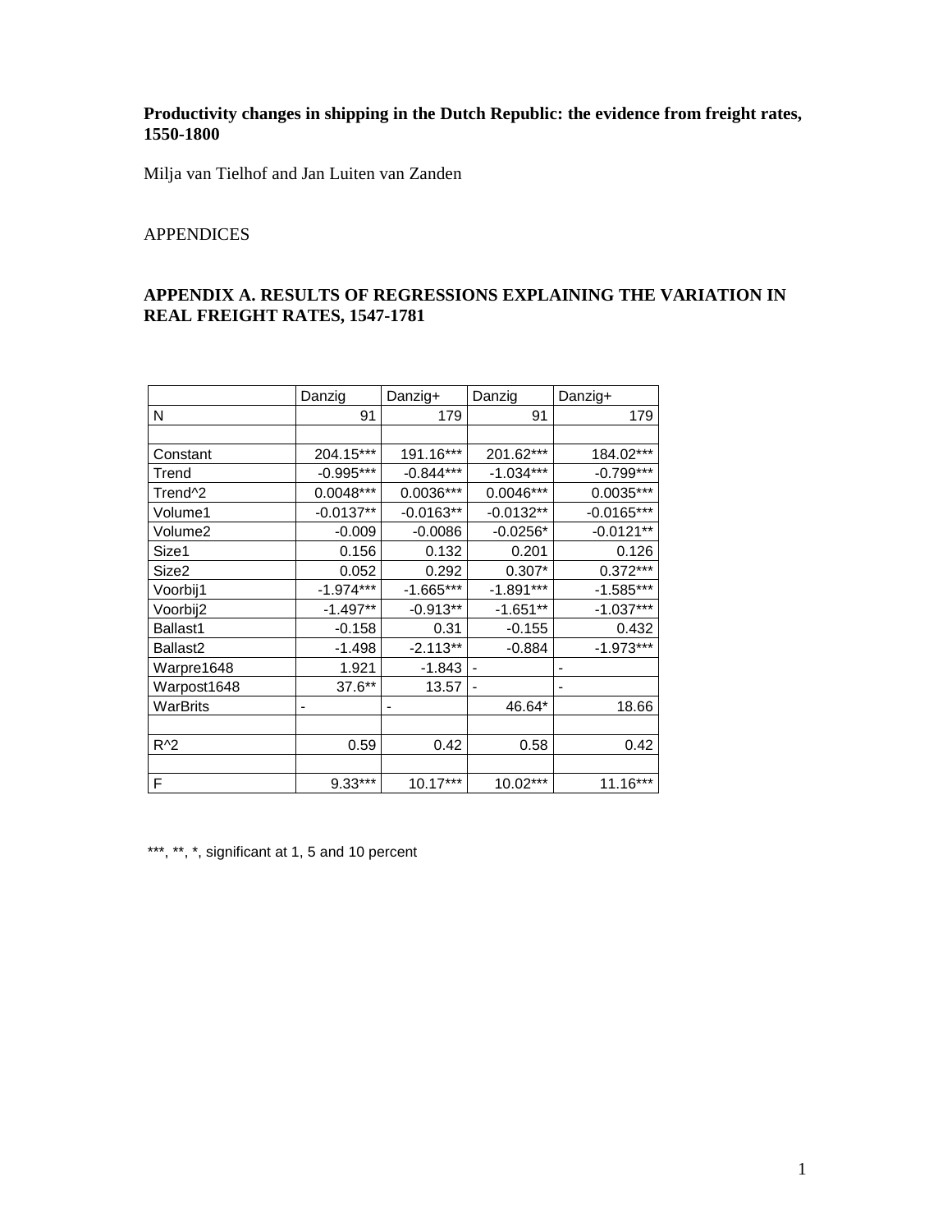**Productivity changes in shipping in the Dutch Republic: the evidence from freight rates, 1550-1800**

Milja van Tielhof and Jan Luiten van Zanden

APPENDICES

## APPENDIX A. RESULTS OF REGRESSIONS EXPLAINING THE VARIATION IN REAL FREIGHT RATES, 1547-1781

| | Danzig | Danzig+ | Danzig | Danzig+ |
|---|---|---|---|---|
| N | 91 | 179 | 91 | 179 |
| | | | | |
| Constant | 204.15*** | 191.16*** | 201.62*** | 184.02*** |
| Trend | -0.995*** | -0.844*** | -1.034*** | -0.799*** |
| Trend^2 | 0.0048*** | 0.0036*** | 0.0046*** | 0.0035*** |
| Volume1 | -0.0137** | -0.0163** | -0.0132** | -0.0165*** |
| Volume2 | -0.009 | -0.0086 | -0.0256* | -0.0121** |
| Size1 | 0.156 | 0.132 | 0.201 | 0.126 |
| Size2 | 0.052 | 0.292 | 0.307* | 0.372*** |
| Voorbij1 | -1.974*** | -1.665*** | -1.891*** | -1.585*** |
| Voorbij2 | -1.497** | -0.913** | -1.651** | -1.037*** |
| Ballast1 | -0.158 | 0.31 | -0.155 | 0.432 |
| Ballast2 | -1.498 | -2.113** | -0.884 | -1.973*** |
| Warpre1648 | 1.921 | -1.843 | - | - |
| Warpost1648 | 37.6** | 13.57 | - | - |
| WarBrits | - | - | 46.64* | 18.66 |
| | | | | |
| R^2 | 0.59 | 0.42 | 0.58 | 0.42 |
| | | | | |
| F | 9.33*** | 10.17*** | 10.02*** | 11.16*** |

***, **, *, significant at 1, 5 and 10 percent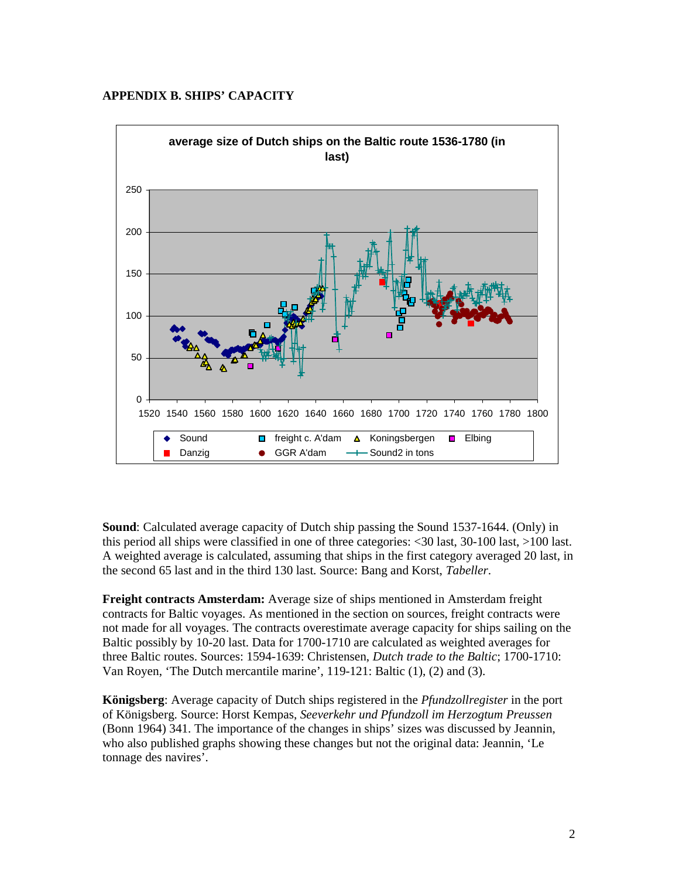## APPENDIX B. SHIPS' CAPACITY

**Sound**: Calculated average capacity of Dutch ship passing the Sound 1537-1644. (Only) in this period all ships were classified in one of three categories: <30 last, 30-100 last, >100 last. A weighted average is calculated, assuming that ships in the first category averaged 20 last, in the second 65 last and in the third 130 last. Source: Bang and Korst, *Tabeller*.

**Freight contracts Amsterdam:** Average size of ships mentioned in Amsterdam freight contracts for Baltic voyages. As mentioned in the section on sources, freight contracts were not made for all voyages. The contracts overestimate average capacity for ships sailing on the Baltic possibly by 10-20 last. Data for 1700-1710 are calculated as weighted averages for three Baltic routes. Sources: 1594-1639: Christensen, *Dutch trade to the Baltic*; 1700-1710: Van Royen, 'The Dutch mercantile marine', 119-121: Baltic (1), (2) and (3).

**Königsberg**: Average capacity of Dutch ships registered in the *Pfundzollregister* in the port of Königsberg. Source: Horst Kempas, *Seeverkehr und Pfundzoll im Herzogtum Preussen* (Bonn 1964) 341. The importance of the changes in ships' sizes was discussed by Jeannin, who also published graphs showing these changes but not the original data: Jeannin, 'Le tonnage des navires'.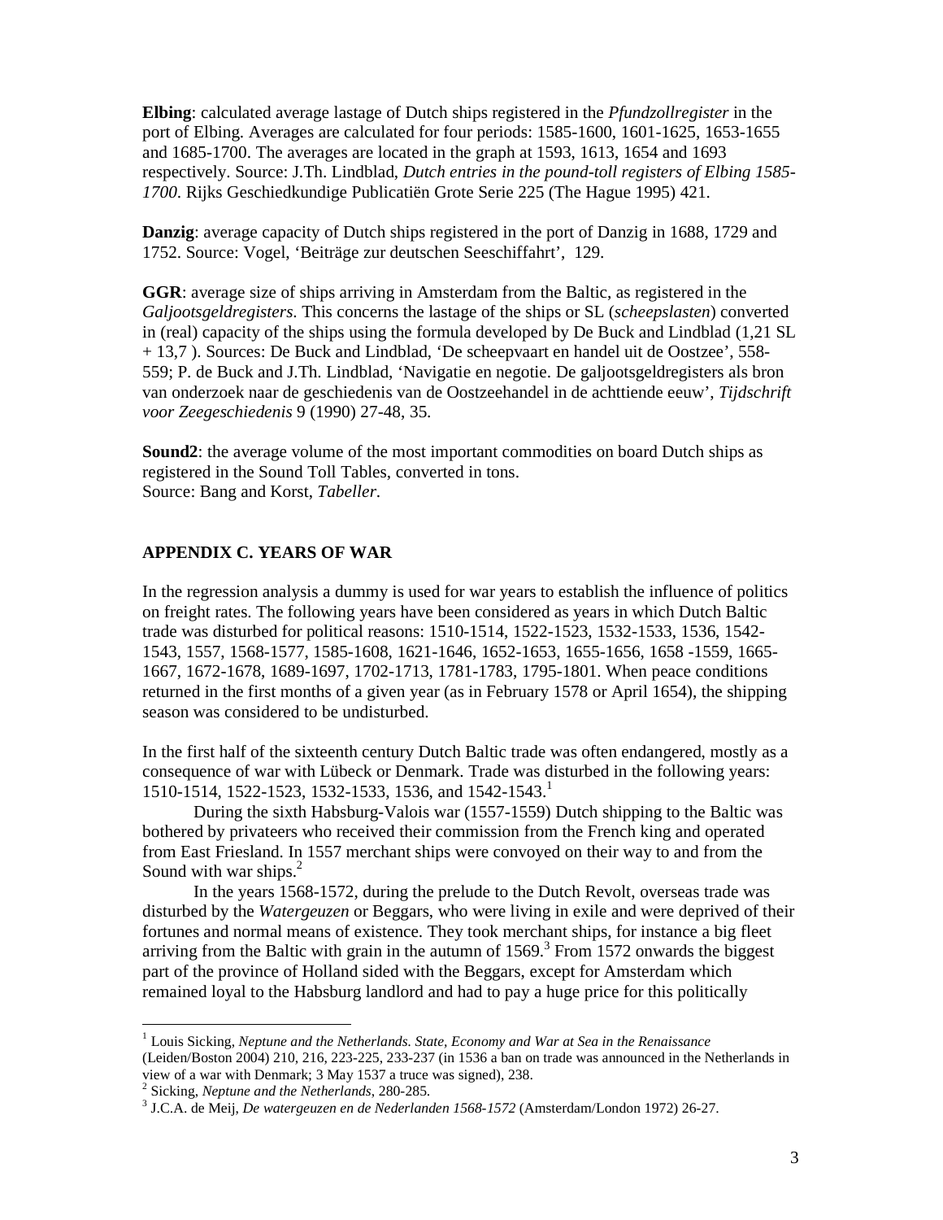**Elbing**: calculated average lastage of Dutch ships registered in the *Pfundzollregister* in the port of Elbing. Averages are calculated for four periods: 1585-1600, 1601-1625, 1653-1655 and 1685-1700. The averages are located in the graph at 1593, 1613, 1654 and 1693 respectively. Source: J.Th. Lindblad, *Dutch entries in the pound-toll registers of Elbing 1585-1700*. Rijks Geschiedkundige Publicatiën Grote Serie 225 (The Hague 1995) 421.

**Danzig**: average capacity of Dutch ships registered in the port of Danzig in 1688, 1729 and 1752. Source: Vogel, 'Beiträge zur deutschen Seeschiffahrt', 129.

**GGR**: average size of ships arriving in Amsterdam from the Baltic, as registered in the *Galjootsgeldregisters.* This concerns the lastage of the ships or SL (*scheepslasten*) converted in (real) capacity of the ships using the formula developed by De Buck and Lindblad (1,21 SL + 13,7 ). Sources: De Buck and Lindblad, 'De scheepvaart en handel uit de Oostzee', 558-559; P. de Buck and J.Th. Lindblad, 'Navigatie en negotie. De galjootsgeldregisters als bron van onderzoek naar de geschiedenis van de Oostzeehandel in de achttiende eeuw', *Tijdschrift voor Zeegeschiedenis* 9 (1990) 27-48, 35.

**Sound2**: the average volume of the most important commodities on board Dutch ships as registered in the Sound Toll Tables, converted in tons.
Source: Bang and Korst, *Tabeller.*

## APPENDIX C. YEARS OF WAR

In the regression analysis a dummy is used for war years to establish the influence of politics on freight rates. The following years have been considered as years in which Dutch Baltic trade was disturbed for political reasons: 1510-1514, 1522-1523, 1532-1533, 1536, 1542-1543, 1557, 1568-1577, 1585-1608, 1621-1646, 1652-1653, 1655-1656, 1658 -1559, 1665-1667, 1672-1678, 1689-1697, 1702-1713, 1781-1783, 1795-1801. When peace conditions returned in the first months of a given year (as in February 1578 or April 1654), the shipping season was considered to be undisturbed.

In the first half of the sixteenth century Dutch Baltic trade was often endangered, mostly as a consequence of war with Lübeck or Denmark. Trade was disturbed in the following years: 1510-1514, 1522-1523, 1532-1533, 1536, and 1542-1543.[1]

During the sixth Habsburg-Valois war (1557-1559) Dutch shipping to the Baltic was bothered by privateers who received their commission from the French king and operated from East Friesland. In 1557 merchant ships were convoyed on their way to and from the Sound with war ships.[2]

In the years 1568-1572, during the prelude to the Dutch Revolt, overseas trade was disturbed by the *Watergeuzen* or Beggars, who were living in exile and were deprived of their fortunes and normal means of existence. They took merchant ships, for instance a big fleet arriving from the Baltic with grain in the autumn of 1569.[3] From 1572 onwards the biggest part of the province of Holland sided with the Beggars, except for Amsterdam which remained loyal to the Habsburg landlord and had to pay a huge price for this politically

---

[1] Louis Sicking, *Neptune and the Netherlands. State, Economy and War at Sea in the Renaissance* (Leiden/Boston 2004) 210, 216, 223-225, 233-237 (in 1536 a ban on trade was announced in the Netherlands in view of a war with Denmark; 3 May 1537 a truce was signed), 238.

[2] Sicking, *Neptune and the Netherlands*, 280-285.

[3] J.C.A. de Meij, *De watergeuzen en de Nederlanden 1568-1572* (Amsterdam/London 1972) 26-27.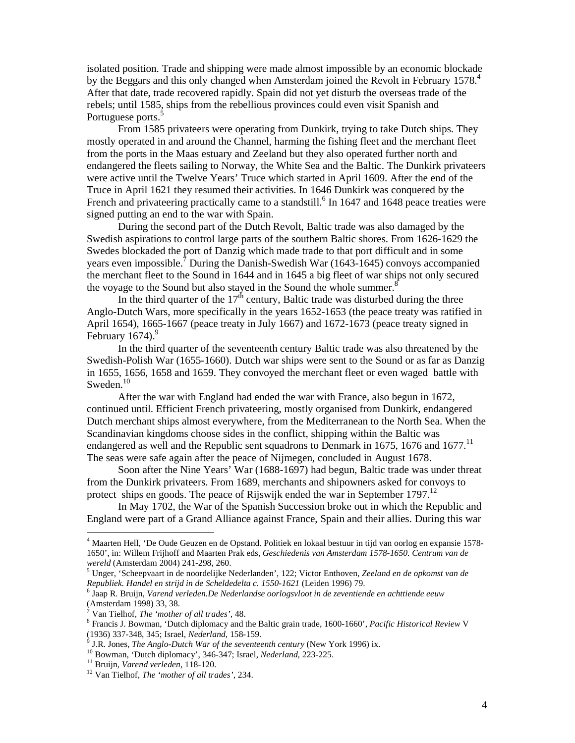isolated position. Trade and shipping were made almost impossible by an economic blockade by the Beggars and this only changed when Amsterdam joined the Revolt in February 1578.[4] After that date, trade recovered rapidly. Spain did not yet disturb the overseas trade of the rebels; until 1585, ships from the rebellious provinces could even visit Spanish and Portuguese ports.[5]

From 1585 privateers were operating from Dunkirk, trying to take Dutch ships. They mostly operated in and around the Channel, harming the fishing fleet and the merchant fleet from the ports in the Maas estuary and Zeeland but they also operated further north and endangered the fleets sailing to Norway, the White Sea and the Baltic. The Dunkirk privateers were active until the Twelve Years' Truce which started in April 1609. After the end of the Truce in April 1621 they resumed their activities. In 1646 Dunkirk was conquered by the French and privateering practically came to a standstill.[6] In 1647 and 1648 peace treaties were signed putting an end to the war with Spain.

During the second part of the Dutch Revolt, Baltic trade was also damaged by the Swedish aspirations to control large parts of the southern Baltic shores. From 1626-1629 the Swedes blockaded the port of Danzig which made trade to that port difficult and in some years even impossible.[7] During the Danish-Swedish War (1643-1645) convoys accompanied the merchant fleet to the Sound in 1644 and in 1645 a big fleet of war ships not only secured the voyage to the Sound but also stayed in the Sound the whole summer.[8]

In the third quarter of the 17th century, Baltic trade was disturbed during the three Anglo-Dutch Wars, more specifically in the years 1652-1653 (the peace treaty was ratified in April 1654), 1665-1667 (peace treaty in July 1667) and 1672-1673 (peace treaty signed in February 1674).[9]

In the third quarter of the seventeenth century Baltic trade was also threatened by the Swedish-Polish War (1655-1660). Dutch war ships were sent to the Sound or as far as Danzig in 1655, 1656, 1658 and 1659. They convoyed the merchant fleet or even waged battle with Sweden.[10]

After the war with England had ended the war with France, also begun in 1672, continued until. Efficient French privateering, mostly organised from Dunkirk, endangered Dutch merchant ships almost everywhere, from the Mediterranean to the North Sea. When the Scandinavian kingdoms choose sides in the conflict, shipping within the Baltic was endangered as well and the Republic sent squadrons to Denmark in 1675, 1676 and 1677.[11] The seas were safe again after the peace of Nijmegen, concluded in August 1678.

Soon after the Nine Years' War (1688-1697) had begun, Baltic trade was under threat from the Dunkirk privateers. From 1689, merchants and shipowners asked for convoys to protect ships en goods. The peace of Rijswijk ended the war in September 1797.[12]

In May 1702, the War of the Spanish Succession broke out in which the Republic and England were part of a Grand Alliance against France, Spain and their allies. During this war

---

[4] Maarten Hell, 'De Oude Geuzen en de Opstand. Politiek en lokaal bestuur in tijd van oorlog en expansie 1578-1650', in: Willem Frijhoff and Maarten Prak eds, *Geschiedenis van Amsterdam 1578-1650. Centrum van de wereld* (Amsterdam 2004) 241-298, 260.

[5] Unger, 'Scheepvaart in de noordelijke Nederlanden', 122; Victor Enthoven, *Zeeland en de opkomst van de Republiek. Handel en strijd in de Scheldedelta c. 1550-1621* (Leiden 1996) 79.

[6] Jaap R. Bruijn, *Varend verleden.De Nederlandse oorlogsvloot in de zeventiende en achttiende eeuw* (Amsterdam 1998) 33, 38.

[7] Van Tielhof, *The 'mother of all trades'*, 48.

[8] Francis J. Bowman, 'Dutch diplomacy and the Baltic grain trade, 1600-1660', *Pacific Historical Review* V (1936) 337-348, 345; Israel, *Nederland*, 158-159.

[9] J.R. Jones, *The Anglo-Dutch War of the seventeenth century* (New York 1996) ix.

[10] Bowman, 'Dutch diplomacy', 346-347; Israel, *Nederland*, 223-225.

[11] Bruijn, *Varend verleden*, 118-120.

[12] Van Tielhof, *The 'mother of all trades'*, 234.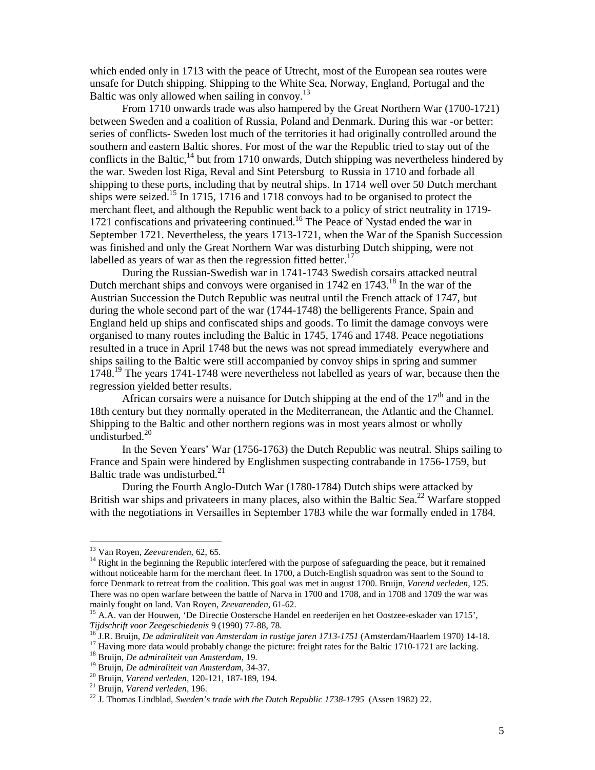which ended only in 1713 with the peace of Utrecht, most of the European sea routes were unsafe for Dutch shipping. Shipping to the White Sea, Norway, England, Portugal and the Baltic was only allowed when sailing in convoy.[13]

From 1710 onwards trade was also hampered by the Great Northern War (1700-1721) between Sweden and a coalition of Russia, Poland and Denmark. During this war -or better: series of conflicts- Sweden lost much of the territories it had originally controlled around the southern and eastern Baltic shores. For most of the war the Republic tried to stay out of the conflicts in the Baltic,[14] but from 1710 onwards, Dutch shipping was nevertheless hindered by the war. Sweden lost Riga, Reval and Sint Petersburg to Russia in 1710 and forbade all shipping to these ports, including that by neutral ships. In 1714 well over 50 Dutch merchant ships were seized.[15] In 1715, 1716 and 1718 convoys had to be organised to protect the merchant fleet, and although the Republic went back to a policy of strict neutrality in 1719-1721 confiscations and privateering continued.[16] The Peace of Nystad ended the war in September 1721. Nevertheless, the years 1713-1721, when the War of the Spanish Succession was finished and only the Great Northern War was disturbing Dutch shipping, were not labelled as years of war as then the regression fitted better.[17]

During the Russian-Swedish war in 1741-1743 Swedish corsairs attacked neutral Dutch merchant ships and convoys were organised in 1742 en 1743.[18] In the war of the Austrian Succession the Dutch Republic was neutral until the French attack of 1747, but during the whole second part of the war (1744-1748) the belligerents France, Spain and England held up ships and confiscated ships and goods. To limit the damage convoys were organised to many routes including the Baltic in 1745, 1746 and 1748. Peace negotiations resulted in a truce in April 1748 but the news was not spread immediately everywhere and ships sailing to the Baltic were still accompanied by convoy ships in spring and summer 1748.[19] The years 1741-1748 were nevertheless not labelled as years of war, because then the regression yielded better results.

African corsairs were a nuisance for Dutch shipping at the end of the 17th and in the 18th century but they normally operated in the Mediterranean, the Atlantic and the Channel. Shipping to the Baltic and other northern regions was in most years almost or wholly undisturbed.[20]

In the Seven Years' War (1756-1763) the Dutch Republic was neutral. Ships sailing to France and Spain were hindered by Englishmen suspecting contrabande in 1756-1759, but Baltic trade was undisturbed.[21]

During the Fourth Anglo-Dutch War (1780-1784) Dutch ships were attacked by British war ships and privateers in many places, also within the Baltic Sea.[22] Warfare stopped with the negotiations in Versailles in September 1783 while the war formally ended in 1784.

---

[13] Van Royen, *Zeevarenden*, 62, 65.

[14] Right in the beginning the Republic interfered with the purpose of safeguarding the peace, but it remained without noticeable harm for the merchant fleet. In 1700, a Dutch-English squadron was sent to the Sound to force Denmark to retreat from the coalition. This goal was met in august 1700. Bruijn, *Varend verleden*, 125. There was no open warfare between the battle of Narva in 1700 and 1708, and in 1708 and 1709 the war was mainly fought on land. Van Royen, *Zeevarenden*, 61-62.

[15] A.A. van der Houwen, 'De Directie Oostersche Handel en reederijen en het Oostzee-eskader van 1715', *Tijdschrift voor Zeegeschiedenis* 9 (1990) 77-88, 78.

[16] J.R. Bruijn, *De admiraliteit van Amsterdam in rustige jaren 1713-1751* (Amsterdam/Haarlem 1970) 14-18.

[17] Having more data would probably change the picture: freight rates for the Baltic 1710-1721 are lacking.

[18] Bruijn, *De admiraliteit van Amsterdam*, 19.

[19] Bruijn, *De admiraliteit van Amsterdam*, 34-37.

[20] Bruijn, *Varend verleden*, 120-121, 187-189, 194.

[21] Bruijn, *Varend verleden*, 196.

[22] J. Thomas Lindblad, *Sweden's trade with the Dutch Republic 1738-1795* (Assen 1982) 22.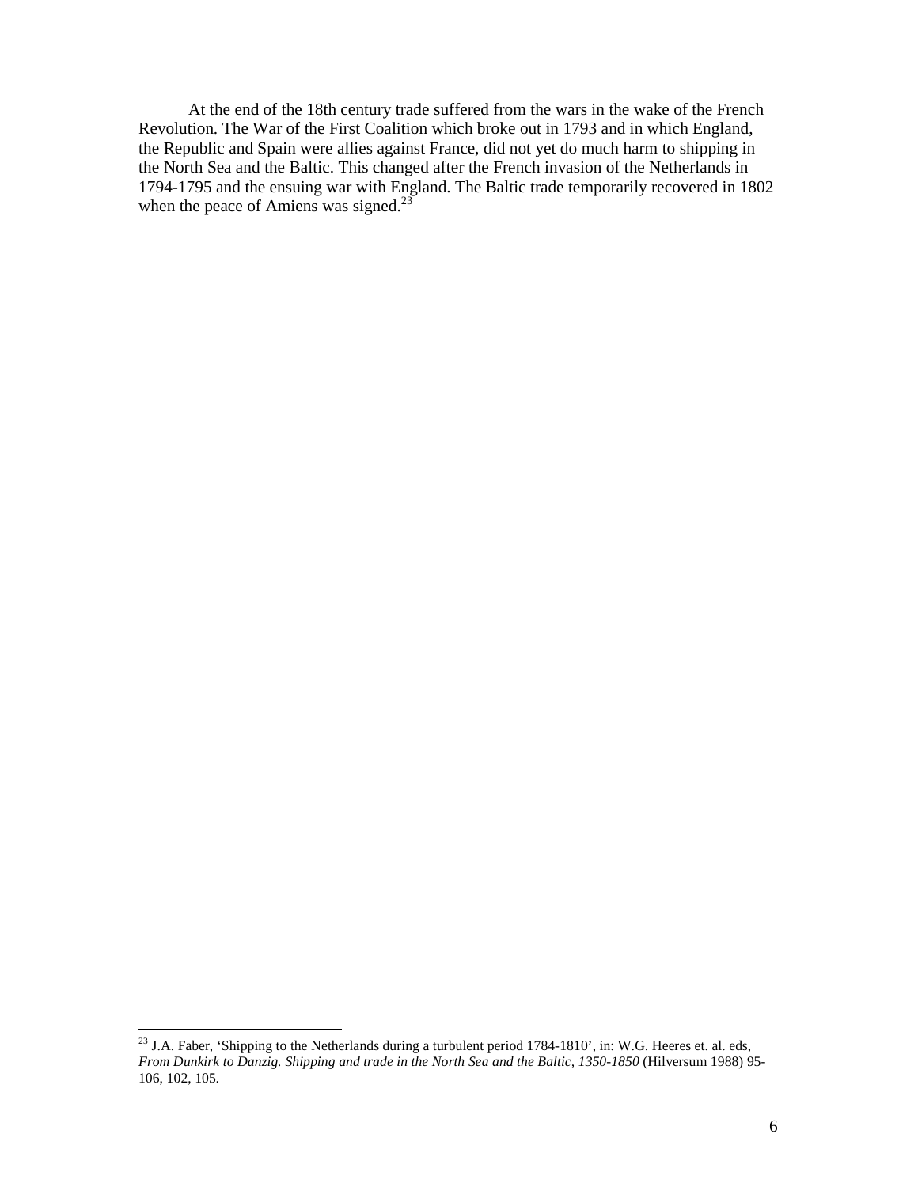At the end of the 18th century trade suffered from the wars in the wake of the French Revolution. The War of the First Coalition which broke out in 1793 and in which England, the Republic and Spain were allies against France, did not yet do much harm to shipping in the North Sea and the Baltic. This changed after the French invasion of the Netherlands in 1794-1795 and the ensuing war with England. The Baltic trade temporarily recovered in 1802 when the peace of Amiens was signed.[23]

---

[23] J.A. Faber, 'Shipping to the Netherlands during a turbulent period 1784-1810', in: W.G. Heeres et. al. eds, *From Dunkirk to Danzig. Shipping and trade in the North Sea and the Baltic, 1350-1850* (Hilversum 1988) 95-106, 102, 105.